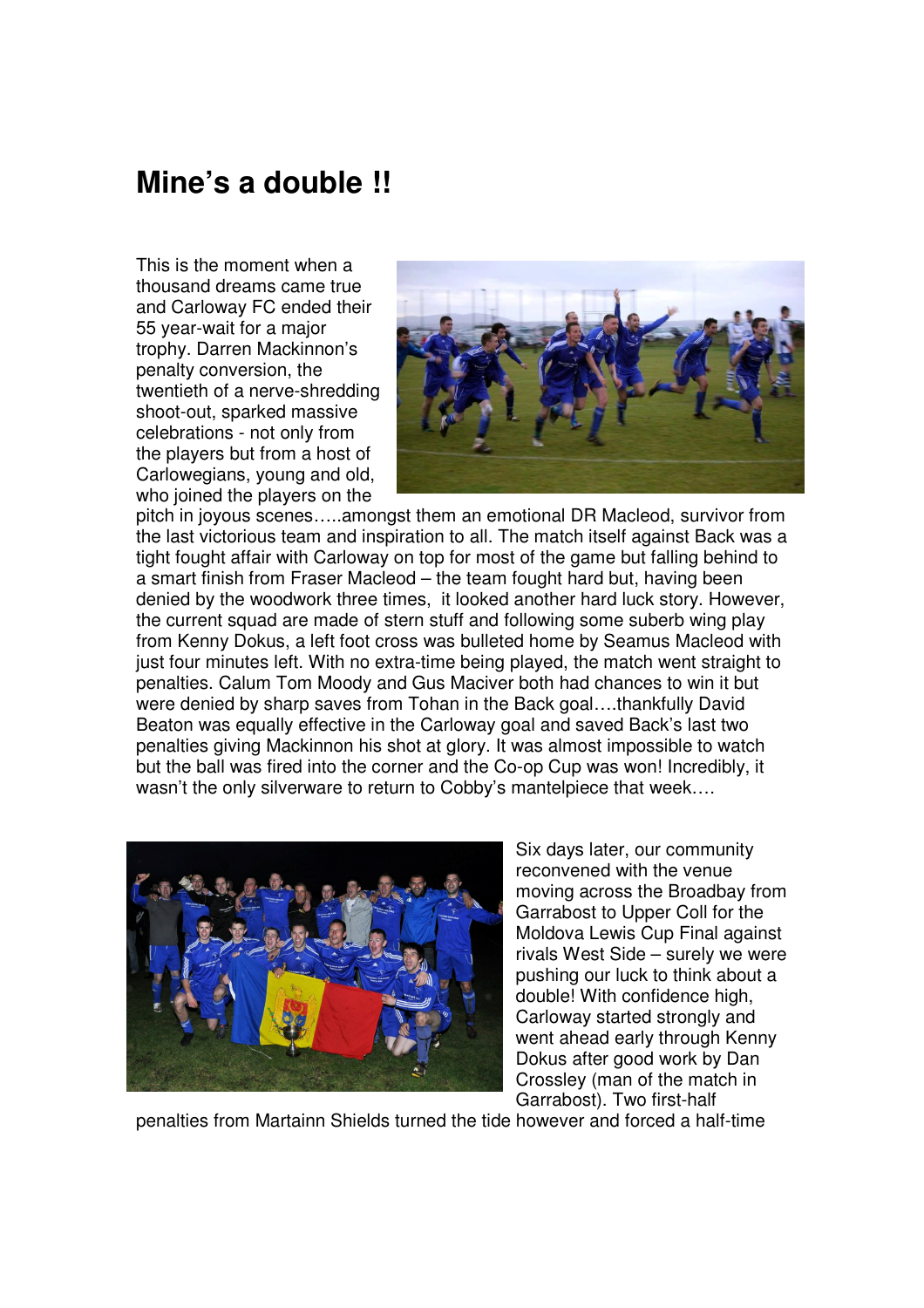# Mine's a double !!

This is the moment when a thousand dreams came true and Carloway FC ended their 55 year-wait for a major trophy. Darren Mackinnon's penalty conversion, the twentieth of a nerve-shredding shoot-out, sparked massive celebrations - not only from the players but from a host of Carlowegians, young and old, who joined the players on the pitch in joyous scenes…..amongst them an emotional DR Macleod, survivor from the last victorious team and inspiration to all. The match itself against Back was a tight fought affair with Carloway on top for most of the game but falling behind to a smart finish from Fraser Macleod – the team fought hard but, having been denied by the woodwork three times, it looked another hard luck story. However, the current squad are made of stern stuff and following some suberb wing play from Kenny Dokus, a left foot cross was bulleted home by Seamus Macleod with just four minutes left. With no extra-time being played, the match went straight to penalties. Calum Tom Moody and Gus Maciver both had chances to win it but were denied by sharp saves from Tohan in the Back goal….thankfully David Beaton was equally effective in the Carloway goal and saved Back's last two penalties giving Mackinnon his shot at glory. It was almost impossible to watch but the ball was fired into the corner and the Co-op Cup was won! Incredibly, it wasn't the only silverware to return to Cobby's mantelpiece that week….

Six days later, our community reconvened with the venue moving across the Broadbay from Garrabost to Upper Coll for the Moldova Lewis Cup Final against rivals West Side – surely we were pushing our luck to think about a double! With confidence high, Carloway started strongly and went ahead early through Kenny Dokus after good work by Dan Crossley (man of the match in Garrabost). Two first-half penalties from Martainn Shields turned the tide however and forced a half-time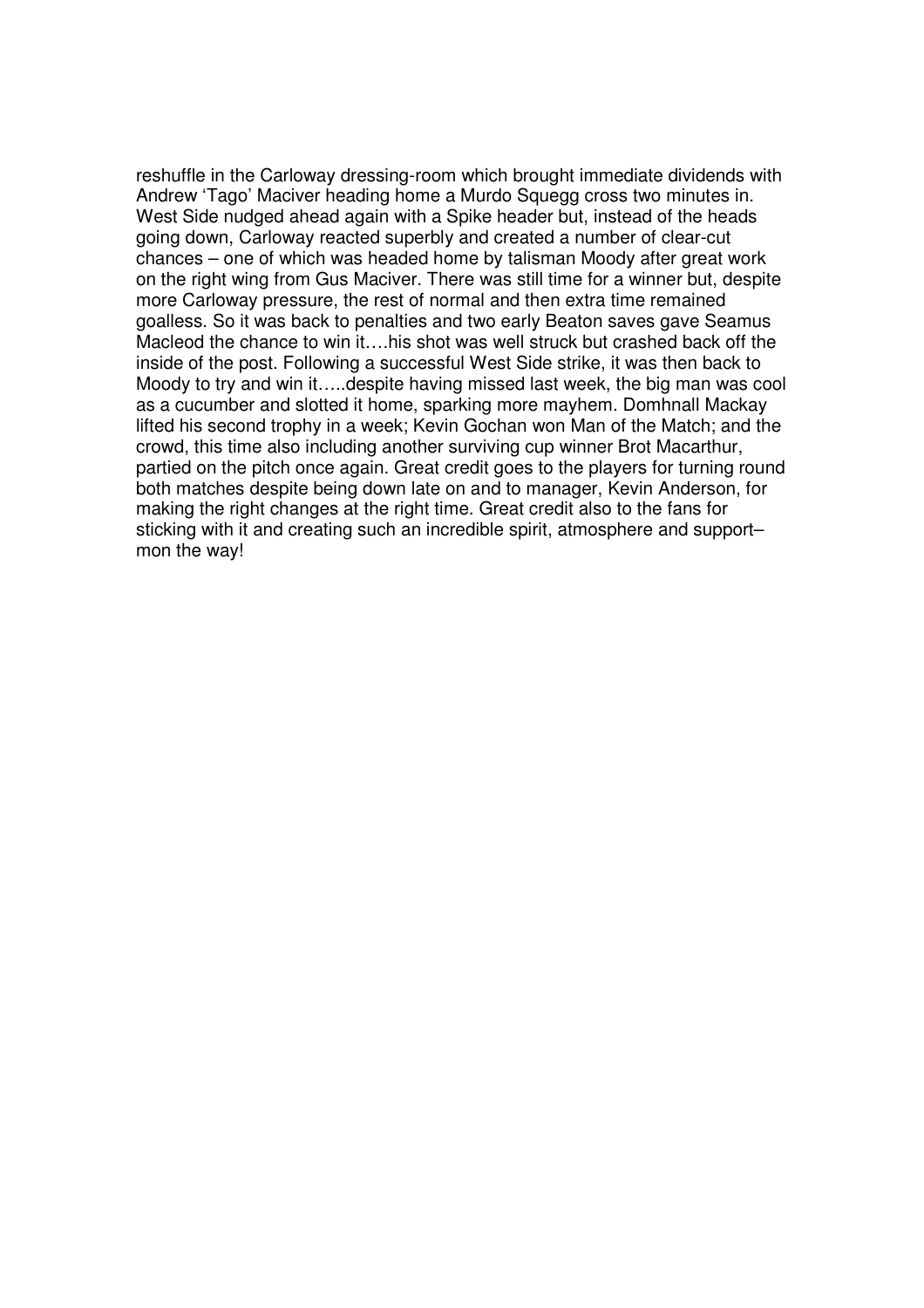reshuffle in the Carloway dressing-room which brought immediate dividends with Andrew 'Tago' Maciver heading home a Murdo Squegg cross two minutes in. West Side nudged ahead again with a Spike header but, instead of the heads going down, Carloway reacted superbly and created a number of clear-cut chances – one of which was headed home by talisman Moody after great work on the right wing from Gus Maciver. There was still time for a winner but, despite more Carloway pressure, the rest of normal and then extra time remained goalless. So it was back to penalties and two early Beaton saves gave Seamus Macleod the chance to win it….his shot was well struck but crashed back off the inside of the post. Following a successful West Side strike, it was then back to Moody to try and win it…..despite having missed last week, the big man was cool as a cucumber and slotted it home, sparking more mayhem. Domhnall Mackay lifted his second trophy in a week; Kevin Gochan won Man of the Match; and the crowd, this time also including another surviving cup winner Brot Macarthur, partied on the pitch once again. Great credit goes to the players for turning round both matches despite being down late on and to manager, Kevin Anderson, for making the right changes at the right time. Great credit also to the fans for sticking with it and creating such an incredible spirit, atmosphere and support– mon the way!